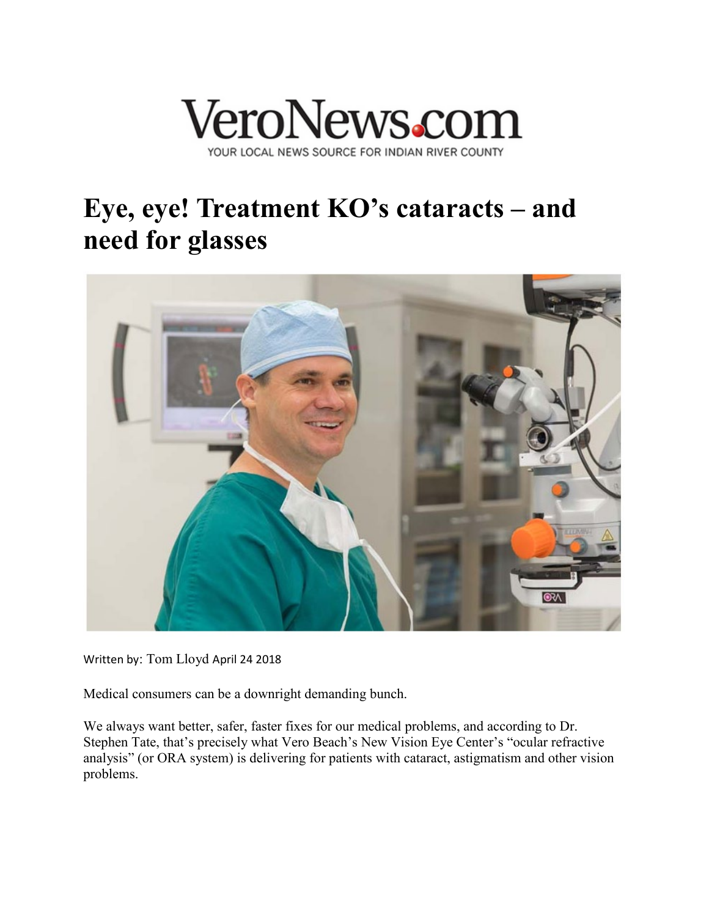VeroNews.com

YOUR LOCAL NEWS SOURCE FOR INDIAN RIVER COUNTY

# Eye, eye! Treatment KO's cataracts – and need for glasses

Written by: Tom Lloyd April 24 2018

Medical consumers can be a downright demanding bunch.

We always want better, safer, faster fixes for our medical problems, and according to Dr. Stephen Tate, that's precisely what Vero Beach's New Vision Eye Center's "ocular refractive analysis" (or ORA system) is delivering for patients with cataract, astigmatism and other vision problems.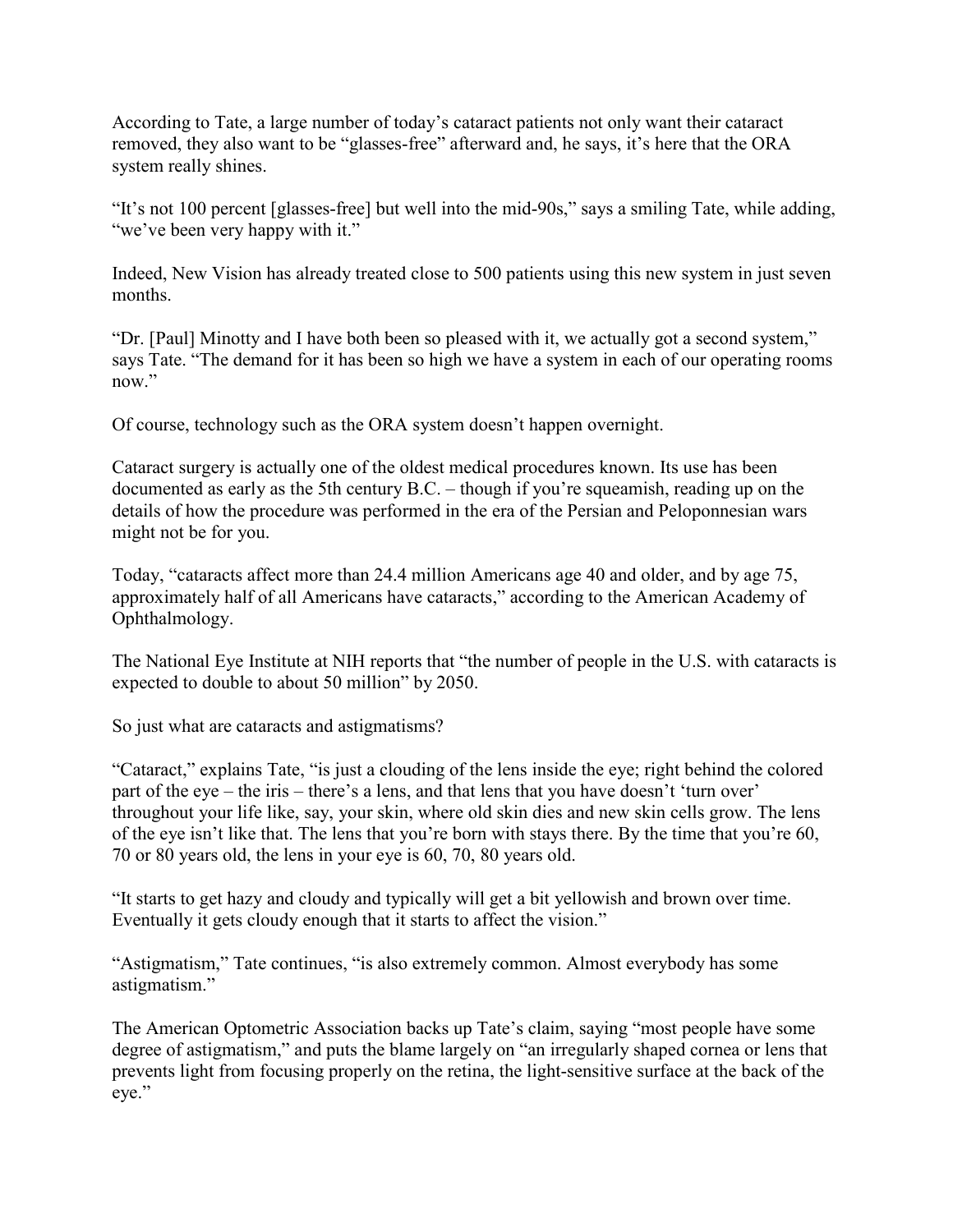According to Tate, a large number of today's cataract patients not only want their cataract removed, they also want to be "glasses-free" afterward and, he says, it's here that the ORA system really shines.

"It's not 100 percent [glasses-free] but well into the mid-90s," says a smiling Tate, while adding, "we've been very happy with it."

Indeed, New Vision has already treated close to 500 patients using this new system in just seven months.

"Dr. [Paul] Minotty and I have both been so pleased with it, we actually got a second system," says Tate. "The demand for it has been so high we have a system in each of our operating rooms now."

Of course, technology such as the ORA system doesn't happen overnight.

Cataract surgery is actually one of the oldest medical procedures known. Its use has been documented as early as the 5th century B.C. – though if you're squeamish, reading up on the details of how the procedure was performed in the era of the Persian and Peloponnesian wars might not be for you.

Today, "cataracts affect more than 24.4 million Americans age 40 and older, and by age 75, approximately half of all Americans have cataracts," according to the American Academy of Ophthalmology.

The National Eye Institute at NIH reports that "the number of people in the U.S. with cataracts is expected to double to about 50 million" by 2050.

So just what are cataracts and astigmatisms?

"Cataract," explains Tate, "is just a clouding of the lens inside the eye; right behind the colored part of the eye – the iris – there's a lens, and that lens that you have doesn't 'turn over' throughout your life like, say, your skin, where old skin dies and new skin cells grow. The lens of the eye isn't like that. The lens that you're born with stays there. By the time that you're 60, 70 or 80 years old, the lens in your eye is 60, 70, 80 years old.

"It starts to get hazy and cloudy and typically will get a bit yellowish and brown over time. Eventually it gets cloudy enough that it starts to affect the vision."

"Astigmatism," Tate continues, "is also extremely common. Almost everybody has some astigmatism."

The American Optometric Association backs up Tate's claim, saying "most people have some degree of astigmatism," and puts the blame largely on "an irregularly shaped cornea or lens that prevents light from focusing properly on the retina, the light-sensitive surface at the back of the eye."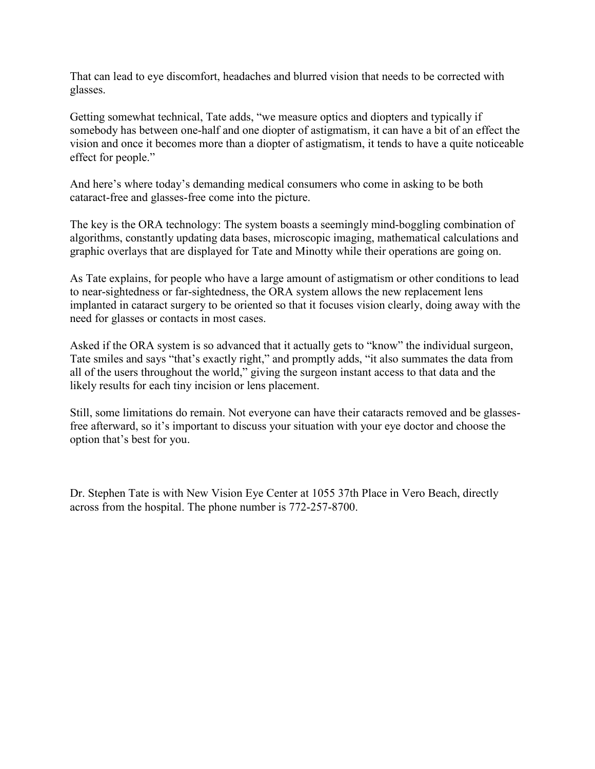That can lead to eye discomfort, headaches and blurred vision that needs to be corrected with glasses.

Getting somewhat technical, Tate adds, "we measure optics and diopters and typically if somebody has between one-half and one diopter of astigmatism, it can have a bit of an effect the vision and once it becomes more than a diopter of astigmatism, it tends to have a quite noticeable effect for people."

And here's where today's demanding medical consumers who come in asking to be both cataract-free and glasses-free come into the picture.

The key is the ORA technology: The system boasts a seemingly mind-boggling combination of algorithms, constantly updating data bases, microscopic imaging, mathematical calculations and graphic overlays that are displayed for Tate and Minotty while their operations are going on.

As Tate explains, for people who have a large amount of astigmatism or other conditions to lead to near-sightedness or far-sightedness, the ORA system allows the new replacement lens implanted in cataract surgery to be oriented so that it focuses vision clearly, doing away with the need for glasses or contacts in most cases.

Asked if the ORA system is so advanced that it actually gets to "know" the individual surgeon, Tate smiles and says "that's exactly right," and promptly adds, "it also summates the data from all of the users throughout the world," giving the surgeon instant access to that data and the likely results for each tiny incision or lens placement.

Still, some limitations do remain. Not everyone can have their cataracts removed and be glasses-free afterward, so it's important to discuss your situation with your eye doctor and choose the option that's best for you.

Dr. Stephen Tate is with New Vision Eye Center at 1055 37th Place in Vero Beach, directly across from the hospital. The phone number is 772-257-8700.